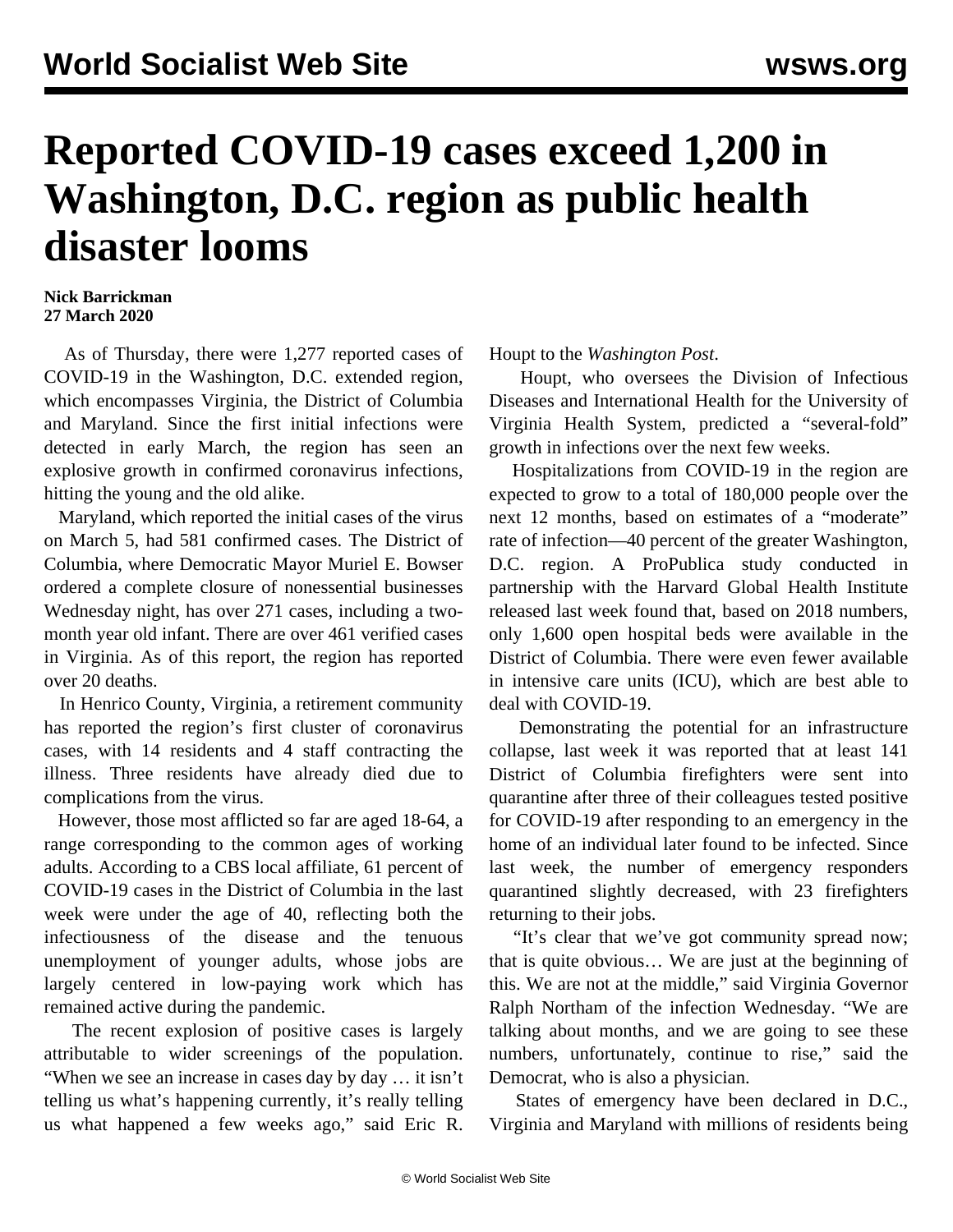# Reported COVID-19 cases exceed 1,200 in Washington, D.C. region as public health disaster looms

**Nick Barrickman**
**27 March 2020**

As of Thursday, there were 1,277 reported cases of COVID-19 in the Washington, D.C. extended region, which encompasses Virginia, the District of Columbia and Maryland. Since the first initial infections were detected in early March, the region has seen an explosive growth in confirmed coronavirus infections, hitting the young and the old alike.

Maryland, which reported the initial cases of the virus on March 5, had 581 confirmed cases. The District of Columbia, where Democratic Mayor Muriel E. Bowser ordered a complete closure of nonessential businesses Wednesday night, has over 271 cases, including a two-month year old infant. There are over 461 verified cases in Virginia. As of this report, the region has reported over 20 deaths.

In Henrico County, Virginia, a retirement community has reported the region's first cluster of coronavirus cases, with 14 residents and 4 staff contracting the illness. Three residents have already died due to complications from the virus.

However, those most afflicted so far are aged 18-64, a range corresponding to the common ages of working adults. According to a CBS local affiliate, 61 percent of COVID-19 cases in the District of Columbia in the last week were under the age of 40, reflecting both the infectiousness of the disease and the tenuous unemployment of younger adults, whose jobs are largely centered in low-paying work which has remained active during the pandemic.

The recent explosion of positive cases is largely attributable to wider screenings of the population. "When we see an increase in cases day by day … it isn't telling us what's happening currently, it's really telling us what happened a few weeks ago," said Eric R. Houpt to the *Washington Post*.

Houpt, who oversees the Division of Infectious Diseases and International Health for the University of Virginia Health System, predicted a "several-fold" growth in infections over the next few weeks.

Hospitalizations from COVID-19 in the region are expected to grow to a total of 180,000 people over the next 12 months, based on estimates of a "moderate" rate of infection—40 percent of the greater Washington, D.C. region. A ProPublica study conducted in partnership with the Harvard Global Health Institute released last week found that, based on 2018 numbers, only 1,600 open hospital beds were available in the District of Columbia. There were even fewer available in intensive care units (ICU), which are best able to deal with COVID-19.

Demonstrating the potential for an infrastructure collapse, last week it was reported that at least 141 District of Columbia firefighters were sent into quarantine after three of their colleagues tested positive for COVID-19 after responding to an emergency in the home of an individual later found to be infected. Since last week, the number of emergency responders quarantined slightly decreased, with 23 firefighters returning to their jobs.

"It's clear that we've got community spread now; that is quite obvious… We are just at the beginning of this. We are not at the middle," said Virginia Governor Ralph Northam of the infection Wednesday. "We are talking about months, and we are going to see these numbers, unfortunately, continue to rise," said the Democrat, who is also a physician.

States of emergency have been declared in D.C., Virginia and Maryland with millions of residents being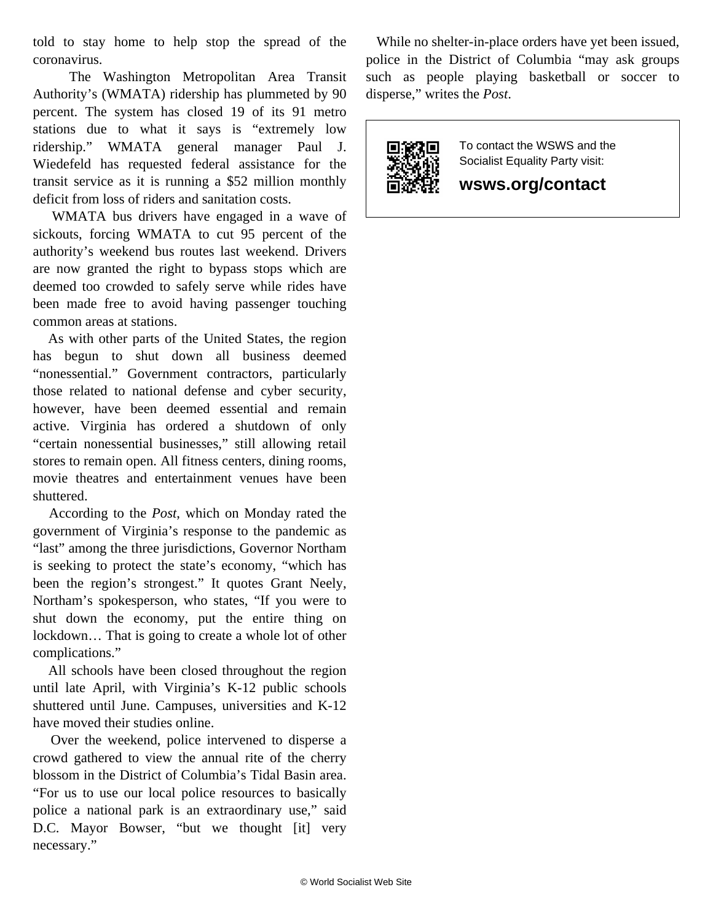told to stay home to help stop the spread of the coronavirus.

The Washington Metropolitan Area Transit Authority's (WMATA) ridership has plummeted by 90 percent. The system has closed 19 of its 91 metro stations due to what it says is "extremely low ridership." WMATA general manager Paul J. Wiedefeld has requested federal assistance for the transit service as it is running a $52 million monthly deficit from loss of riders and sanitation costs.

WMATA bus drivers have engaged in a wave of sickouts, forcing WMATA to cut 95 percent of the authority's weekend bus routes last weekend. Drivers are now granted the right to bypass stops which are deemed too crowded to safely serve while rides have been made free to avoid having passenger touching common areas at stations.

As with other parts of the United States, the region has begun to shut down all business deemed "nonessential." Government contractors, particularly those related to national defense and cyber security, however, have been deemed essential and remain active. Virginia has ordered a shutdown of only "certain nonessential businesses," still allowing retail stores to remain open. All fitness centers, dining rooms, movie theatres and entertainment venues have been shuttered.

According to the *Post*, which on Monday rated the government of Virginia's response to the pandemic as "last" among the three jurisdictions, Governor Northam is seeking to protect the state's economy, "which has been the region's strongest." It quotes Grant Neely, Northam's spokesperson, who states, "If you were to shut down the economy, put the entire thing on lockdown… That is going to create a whole lot of other complications."

All schools have been closed throughout the region until late April, with Virginia's K-12 public schools shuttered until June. Campuses, universities and K-12 have moved their studies online.

Over the weekend, police intervened to disperse a crowd gathered to view the annual rite of the cherry blossom in the District of Columbia's Tidal Basin area. "For us to use our local police resources to basically police a national park is an extraordinary use," said D.C. Mayor Bowser, "but we thought [it] very necessary."

While no shelter-in-place orders have yet been issued, police in the District of Columbia "may ask groups such as people playing basketball or soccer to disperse," writes the *Post*.

To contact the WSWS and the Socialist Equality Party visit:

**wsws.org/contact**